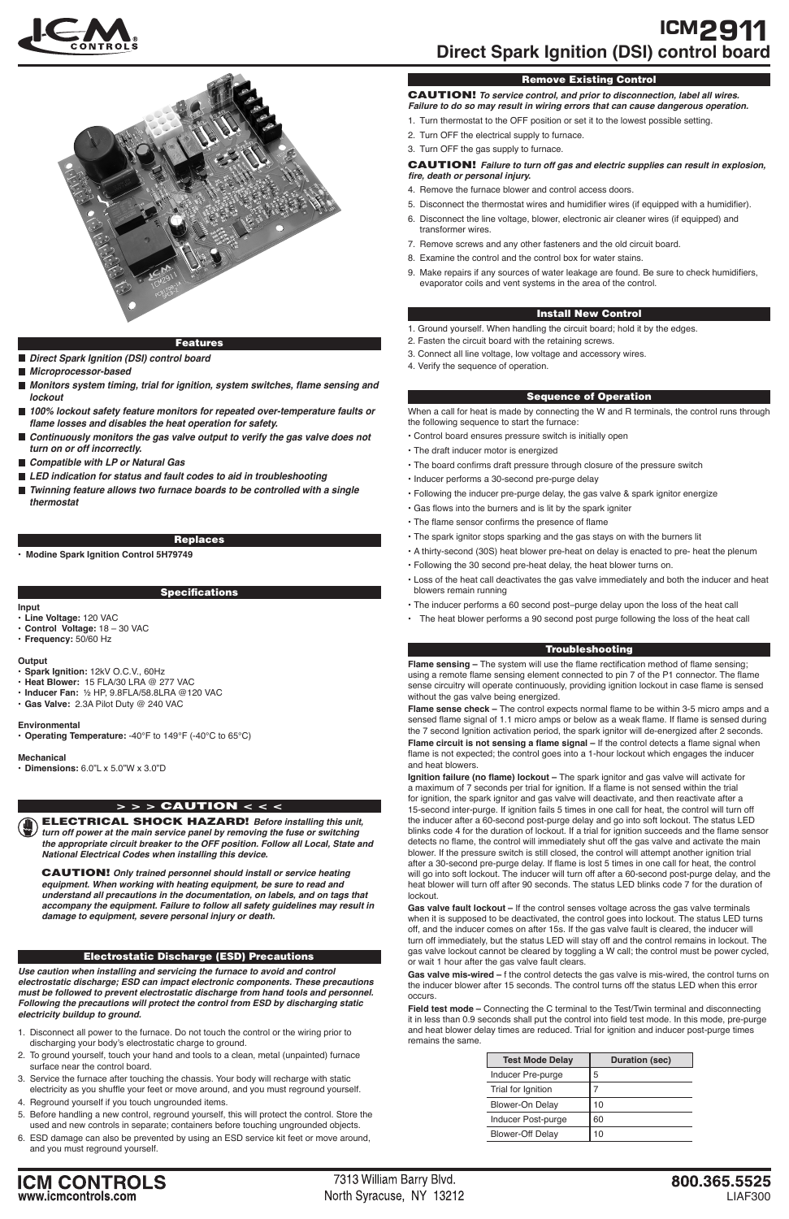# ICM2911

## Direct Spark Ignition (DSI) control board

## Features

- ***Direct Spark Ignition (DSI) control board***
- ***Microprocessor-based***
- ***Monitors system timing, trial for ignition, system switches, flame sensing and lockout***
- ***100% lockout safety feature monitors for repeated over-temperature faults or flame losses and disables the heat operation for safety.***
- ***Continuously monitors the gas valve output to verify the gas valve does not turn on or off incorrectly.***
- ***Compatible with LP or Natural Gas***
- ***LED indication for status and fault codes to aid in troubleshooting***
- ***Twinning feature allows two furnace boards to be controlled with a single thermostat***

## Replaces

- **Modine Spark Ignition Control 5H79749**

## Specifications

**Input**

- **Line Voltage:** 120 VAC
- **Control Voltage:** 18 – 30 VAC
- **Frequency:** 50/60 Hz

**Output**

- **Spark Ignition:** 12kV O.C.V., 60Hz
- **Heat Blower:** 15 FLA/30 LRA @ 277 VAC
- **Inducer Fan:** ½ HP, 9.8FLA/58.8LRA @120 VAC
- **Gas Valve:** 2.3A Pilot Duty @ 240 VAC

**Environmental**

- **Operating Temperature:** -40°F to 149°F (-40°C to 65°C)

**Mechanical**

- **Dimensions:** 6.0"L x 5.0"W x 3.0"D

## > > > CAUTION < < <

**ELECTRICAL SHOCK HAZARD!** ***Before installing this unit, turn off power at the main service panel by removing the fuse or switching the appropriate circuit breaker to the OFF position. Follow all Local, State and National Electrical Codes when installing this device.***

**CAUTION!** ***Only trained personnel should install or service heating equipment. When working with heating equipment, be sure to read and understand all precautions in the documentation, on labels, and on tags that accompany the equipment. Failure to follow all safety guidelines may result in damage to equipment, severe personal injury or death.***

## Electrostatic Discharge (ESD) Precautions

***Use caution when installing and servicing the furnace to avoid and control electrostatic discharge; ESD can impact electronic components. These precautions must be followed to prevent electrostatic discharge from hand tools and personnel. Following the precautions will protect the control from ESD by discharging static electricity buildup to ground.***

1. Disconnect all power to the furnace. Do not touch the control or the wiring prior to discharging your body's electrostatic charge to ground.
2. To ground yourself, touch your hand and tools to a clean, metal (unpainted) furnace surface near the control board.
3. Service the furnace after touching the chassis. Your body will recharge with static electricity as you shuffle your feet or move around, and you must reground yourself.
4. Reground yourself if you touch ungrounded items.
5. Before handling a new control, reground yourself, this will protect the control. Store the used and new controls in separate; containers before touching ungrounded objects.
6. ESD damage can also be prevented by using an ESD service kit feet or move around, and you must reground yourself.

## Remove Existing Control

**CAUTION!** ***To service control, and prior to disconnection, label all wires. Failure to do so may result in wiring errors that can cause dangerous operation.***

1. Turn thermostat to the OFF position or set it to the lowest possible setting.
2. Turn OFF the electrical supply to furnace.
3. Turn OFF the gas supply to furnace.

**CAUTION!** ***Failure to turn off gas and electric supplies can result in explosion, fire, death or personal injury.***

4. Remove the furnace blower and control access doors.
5. Disconnect the thermostat wires and humidifier wires (if equipped with a humidifier).
6. Disconnect the line voltage, blower, electronic air cleaner wires (if equipped) and transformer wires.
7. Remove screws and any other fasteners and the old circuit board.
8. Examine the control and the control box for water stains.
9. Make repairs if any sources of water leakage are found. Be sure to check humidifiers, evaporator coils and vent systems in the area of the control.

## Install New Control

1. Ground yourself. When handling the circuit board; hold it by the edges.
2. Fasten the circuit board with the retaining screws.
3. Connect all line voltage, low voltage and accessory wires.
4. Verify the sequence of operation.

## Sequence of Operation

When a call for heat is made by connecting the W and R terminals, the control runs through the following sequence to start the furnace:

- Control board ensures pressure switch is initially open
- The draft inducer motor is energized
- The board confirms draft pressure through closure of the pressure switch
- Inducer performs a 30-second pre-purge delay
- Following the inducer pre-purge delay, the gas valve & spark ignitor energize
- Gas flows into the burners and is lit by the spark igniter
- The flame sensor confirms the presence of flame
- The spark ignitor stops sparking and the gas stays on with the burners lit
- A thirty-second (30S) heat blower pre-heat on delay is enacted to pre- heat the plenum
- Following the 30 second pre-heat delay, the heat blower turns on.
- Loss of the heat call deactivates the gas valve immediately and both the inducer and heat blowers remain running
- The inducer performs a 60 second post–purge delay upon the loss of the heat call
- The heat blower performs a 90 second post purge following the loss of the heat call

## Troubleshooting

**Flame sensing –** The system will use the flame rectification method of flame sensing; using a remote flame sensing element connected to pin 7 of the P1 connector. The flame sense circuitry will operate continuously, providing ignition lockout in case flame is sensed without the gas valve being energized.

**Flame sense check –** The control expects normal flame to be within 3-5 micro amps and a sensed flame signal of 1.1 micro amps or below as a weak flame. If flame is sensed during the 7 second Ignition activation period, the spark ignitor will de-energized after 2 seconds.

**Flame circuit is not sensing a flame signal –** If the control detects a flame signal when flame is not expected; the control goes into a 1-hour lockout which engages the inducer and heat blowers.

**Ignition failure (no flame) lockout –** The spark ignitor will activate for a maximum of 7 seconds per trial for ignition. If a flame is not sensed within the trial for ignition, the spark ignitor and gas valve will deactivate, and then reactivate after a 15-second inter-purge. If ignition fails 5 times in one call for heat, the control will turn off the inducer after a 60-second post-purge delay and go into soft lockout. The status LED blinks code 4 for the duration of lockout. If a trial for ignition succeeds and the flame sensor detects no flame, the control will immediately shut off the gas valve and activate the main blower. If the pressure switch is still closed, the control will attempt another ignition trial after a 30-second pre-purge delay. If flame is lost 5 times in one call for heat, the control will go into soft lockout. The inducer will turn off after a 60-second post-purge delay, and the heat blower will turn off after 90 seconds. The status LED blinks code 7 for the duration of lockout.

**Gas valve fault lockout –** If the control senses voltage across the gas valve terminals when it is supposed to be deactivated, the control goes into lockout. The status LED turns off, and the inducer comes on after 15s. If the gas valve fault is cleared, the inducer will turn off immediately, but the status LED will stay off and the control remains in lockout. The gas valve lockout cannot be cleared by toggling a W call; the control must be power cycled, or wait 1 hour after the gas valve fault clears.

**Gas valve mis-wired –** f the control detects the gas valve is mis-wired, the control turns on the inducer blower after 15 seconds. The control turns off the status LED when this error occurs.

**Field test mode –** Connecting the C terminal to the Test/Twin terminal and disconnecting it in less than 0.9 seconds shall put the control into field test mode. In this mode, pre-purge and heat blower delay times are reduced. Trial for ignition and inducer post-purge times remains the same.

| Test Mode Delay | Duration (sec) |
|---|---|
| Inducer Pre-purge | 5 |
| Trial for Ignition | 7 |
| Blower-On Delay | 10 |
| Inducer Post-purge | 60 |
| Blower-Off Delay | 10 |

**ICM CONTROLS**
www.icmcontrols.com

7313 William Barry Blvd.
North Syracuse, NY 13212

**800.365.5525**
LIAF300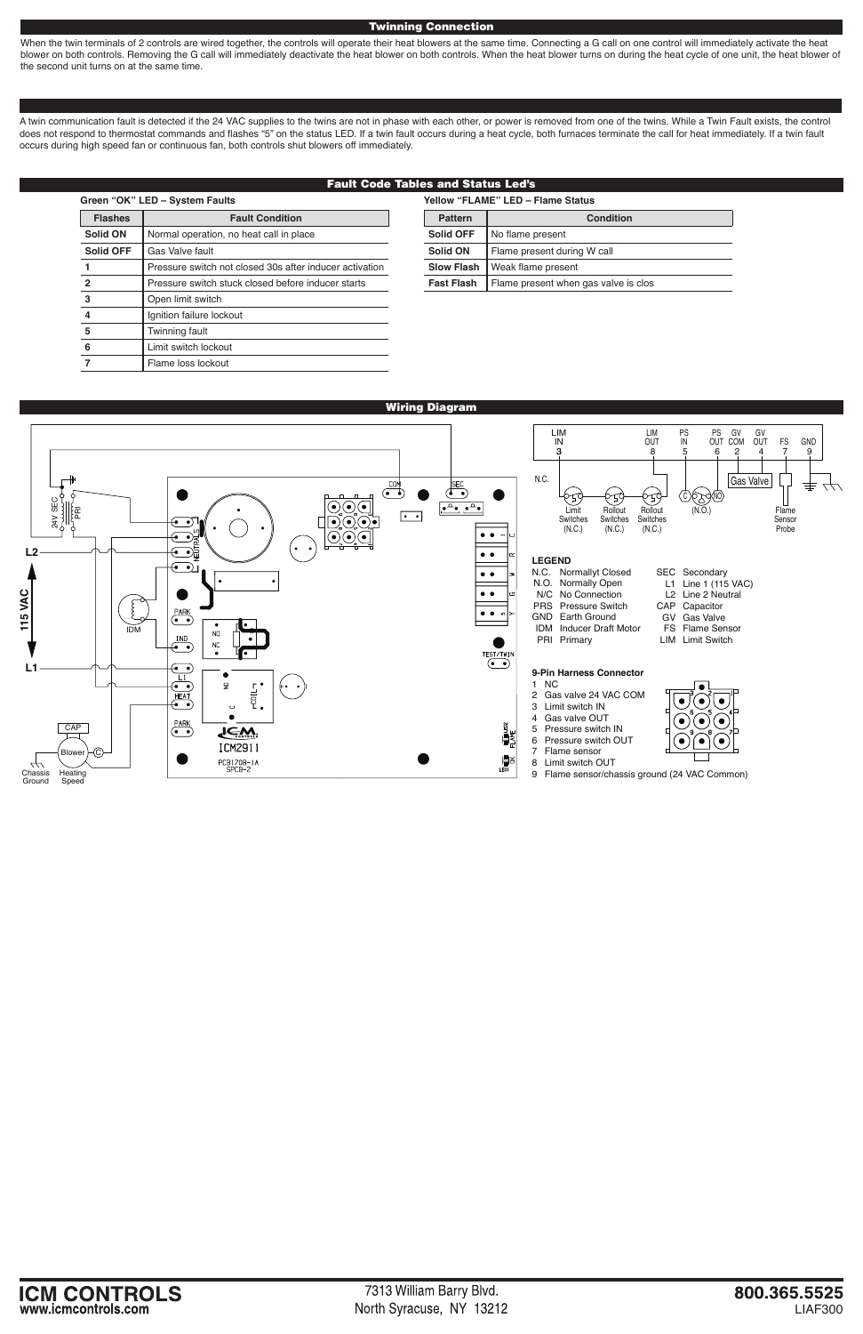## Twinning Connection

When the twin terminals of 2 controls are wired together, the controls will operate their heat blowers at the same time. Connecting a G call on one control will immediately activate the heat blower on both controls. Removing the G call will immediately deactivate the heat blower on both controls. When the heat blower turns on during the heat cycle of one unit, the heat blower of the second unit turns on at the same time.

A twin communication fault is detected if the 24 VAC supplies to the twins are not in phase with each other, or power is removed from one of the twins. While a Twin Fault exists, the control does not respond to thermostat commands and flashes "5" on the status LED. If a twin fault occurs during a heat cycle, both furnaces terminate the call for heat immediately. If a twin fault occurs during high speed fan or continuous fan, both controls shut blowers off immediately.

## Fault Code Tables and Status Led's

**Green "OK" LED – System Faults**

| Flashes | Fault Condition |
|---|---|
| **Solid ON** | Normal operation, no heat call in place |
| **Solid OFF** | Gas Valve fault |
| **1** | Pressure switch not closed 30s after inducer activation |
| **2** | Pressure switch stuck closed before inducer starts |
| **3** | Open limit switch |
| **4** | Ignition failure lockout |
| **5** | Twinning fault |
| **6** | Limit switch lockout |
| **7** | Flame loss lockout |

**Yellow "FLAME" LED – Flame Status**

| Pattern | Condition |
|---|---|
| **Solid OFF** | No flame present |
| **Solid ON** | Flame present during W call |
| **Slow Flash** | Weak flame present |
| **Fast Flash** | Flame present when gas valve is clos |

## Wiring Diagram

L2
115 VAC
L1
24V SEC
PRI
IDM
CAP
Blower
C
Chassis Ground
Heating Speed
NEUTRALS
PARK
IND
NO
NC
L1
HEAT
PARK
NO
C
COIL
COM
SEC
C
R
W
G
Y
TEST/TWIN
FLAME
OK
ICM2911
PCB1708-1A
SPCB-2

LIM IN 3
LIM OUT 8
PS IN 5
PS OUT 6
GV COM 2
GV OUT 4
FS 7
GND 9
N.C.
Limit Switches (N.C.)
Rollout Switches (N.C.)
Rollout Switches (N.C.)
C
NO
(N.O.)
Gas Valve
Flame Sensor Probe

**LEGEND**

| | | | |
|---|---|---|---|
| N.C. | Normallyt Closed | SEC | Secondary |
| N.O. | Normally Open | L1 | Line 1 (115 VAC) |
| N/C | No Connection | L2 | Line 2 Neutral |
| PRS | Pressure Switch | CAP | Capacitor |
| GND | Earth Ground | GV | Gas Valve |
| IDM | Inducer Draft Motor | FS | Flame Sensor |
| PRI | Primary | LIM | Limit Switch |

**9-Pin Harness Connector**

1. NC
2. Gas valve 24 VAC COM
3. Limit switch IN
4. Gas valve OUT
5. Pressure switch IN
6. Pressure switch OUT
7. Flame sensor
8. Limit switch OUT
9. Flame sensor/chassis ground (24 VAC Common)

**ICM CONTROLS**
www.icmcontrols.com

7313 William Barry Blvd.
North Syracuse, NY 13212

**800.365.5525**
LIAF300